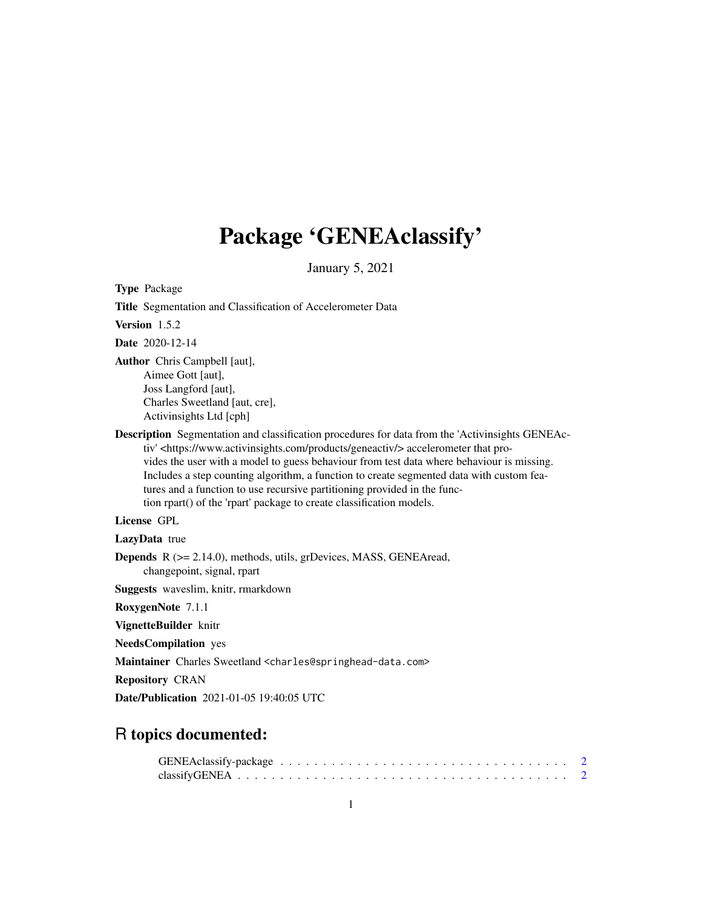# Package 'GENEAclassify'

January 5, 2021

**Type** Package

**Title** Segmentation and Classification of Accelerometer Data

**Version** 1.5.2

**Date** 2020-12-14

**Author** Chris Campbell [aut],
Aimee Gott [aut],
Joss Langford [aut],
Charles Sweetland [aut, cre],
Activinsights Ltd [cph]

**Description** Segmentation and classification procedures for data from the 'Activinsights GENEActiv' <https://www.activinsights.com/products/geneactiv/> accelerometer that provides the user with a model to guess behaviour from test data where behaviour is missing. Includes a step counting algorithm, a function to create segmented data with custom features and a function to use recursive partitioning provided in the function rpart() of the 'rpart' package to create classification models.

**License** GPL

**LazyData** true

**Depends** R (>= 2.14.0), methods, utils, grDevices, MASS, GENEAread, changepoint, signal, rpart

**Suggests** waveslim, knitr, rmarkdown

**RoxygenNote** 7.1.1

**VignetteBuilder** knitr

**NeedsCompilation** yes

**Maintainer** Charles Sweetland <charles@springhead-data.com>

**Repository** CRAN

**Date/Publication** 2021-01-05 19:40:05 UTC

## R topics documented:

GENEAclassify-package . . . . . . . . . . . . . . . . . . . . . . . . . . . . . . . . . 2
classifyGENEA . . . . . . . . . . . . . . . . . . . . . . . . . . . . . . . . . . . . . . 2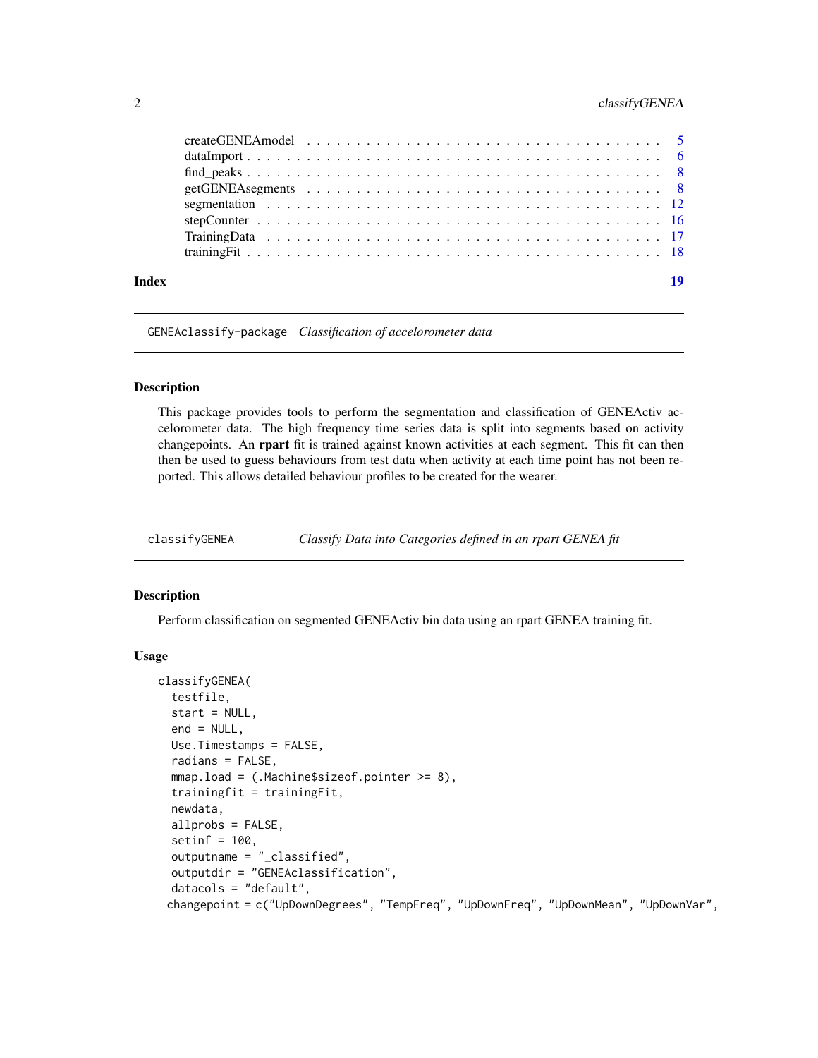createGENEAmodel . . . . . . . . . . . . . . . . . . . . . . . . . . . . . . . . . 5
dataImport . . . . . . . . . . . . . . . . . . . . . . . . . . . . . . . . . . . . . 6
find_peaks . . . . . . . . . . . . . . . . . . . . . . . . . . . . . . . . . . . . . 8
getGENEAsegments . . . . . . . . . . . . . . . . . . . . . . . . . . . . . . . . . . 8
segmentation . . . . . . . . . . . . . . . . . . . . . . . . . . . . . . . . . . . . 12
stepCounter . . . . . . . . . . . . . . . . . . . . . . . . . . . . . . . . . . . . . 16
TrainingData . . . . . . . . . . . . . . . . . . . . . . . . . . . . . . . . . . . . 17
trainingFit . . . . . . . . . . . . . . . . . . . . . . . . . . . . . . . . . . . . . 18

**Index** **19**

---

`GENEAclassify-package` *Classification of accelorometer data*

---

### Description

This package provides tools to perform the segmentation and classification of GENEActiv accelorometer data. The high frequency time series data is split into segments based on activity changepoints. An **rpart** fit is trained against known activities at each segment. This fit can then then be used to guess behaviours from test data when activity at each time point has not been reported. This allows detailed behaviour profiles to be created for the wearer.

---

`classifyGENEA` *Classify Data into Categories defined in an rpart GENEA fit*

---

### Description

Perform classification on segmented GENEActiv bin data using an rpart GENEA training fit.

### Usage

```
classifyGENEA(
  testfile,
  start = NULL,
  end = NULL,
  Use.Timestamps = FALSE,
  radians = FALSE,
  mmap.load = (.Machine$sizeof.pointer >= 8),
  trainingfit = trainingFit,
  newdata,
  allprobs = FALSE,
  setinf = 100,
  outputname = "_classified",
  outputdir = "GENEAclassification",
  datacols = "default",
 changepoint = c("UpDownDegrees", "TempFreq", "UpDownFreq", "UpDownMean", "UpDownVar",
```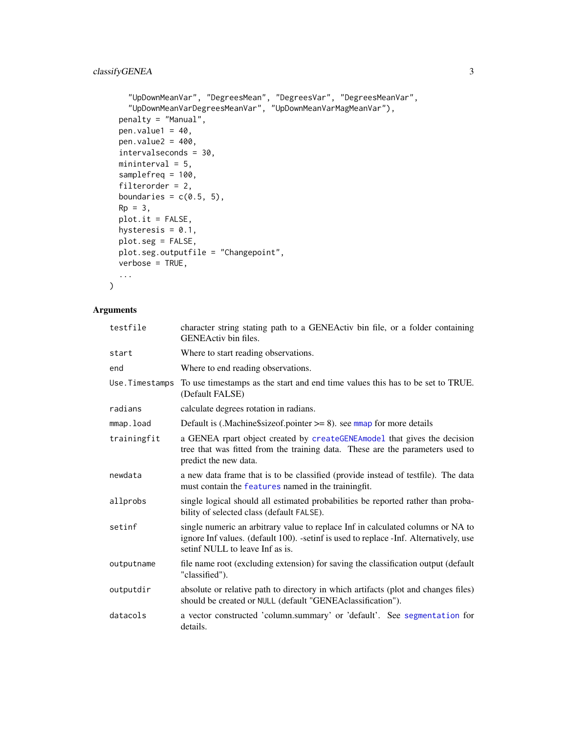```
    "UpDownMeanVar", "DegreesMean", "DegreesVar", "DegreesMeanVar",
    "UpDownMeanVarDegreesMeanVar", "UpDownMeanVarMagMeanVar"),
  penalty = "Manual",
  pen.value1 = 40,
  pen.value2 = 400,
  intervalseconds = 30,
  mininterval = 5,
  samplefreq = 100,
  filterorder = 2,
  boundaries = c(0.5, 5),
  Rp = 3,
  plot.it = FALSE,
  hysteresis = 0.1,
  plot.seg = FALSE,
  plot.seg.outputfile = "Changepoint",
  verbose = TRUE,
  ...
)
```

## Arguments

| Argument | Description |
| --- | --- |
| testfile | character string stating path to a GENEActiv bin file, or a folder containing GENEActiv bin files. |
| start | Where to start reading observations. |
| end | Where to end reading observations. |
| Use.Timestamps | To use timestamps as the start and end time values this has to be set to TRUE. (Default FALSE) |
| radians | calculate degrees rotation in radians. |
| mmap.load | Default is (.Machine$sizeof.pointer >= 8). see mmap for more details |
| trainingfit | a GENEA rpart object created by createGENEAmodel that gives the decision tree that was fitted from the training data. These are the parameters used to predict the new data. |
| newdata | a new data frame that is to be classified (provide instead of testfile). The data must contain the features named in the trainingfit. |
| allprobs | single logical should all estimated probabilities be reported rather than probability of selected class (default FALSE). |
| setinf | single numeric an arbitrary value to replace Inf in calculated columns or NA to ignore Inf values. (default 100). -setinf is used to replace -Inf. Alternatively, use setinf NULL to leave Inf as is. |
| outputname | file name root (excluding extension) for saving the classification output (default "classified"). |
| outputdir | absolute or relative path to directory in which artifacts (plot and changes files) should be created or NULL (default "GENEAclassification"). |
| datacols | a vector constructed 'column.summary' or 'default'. See segmentation for details. |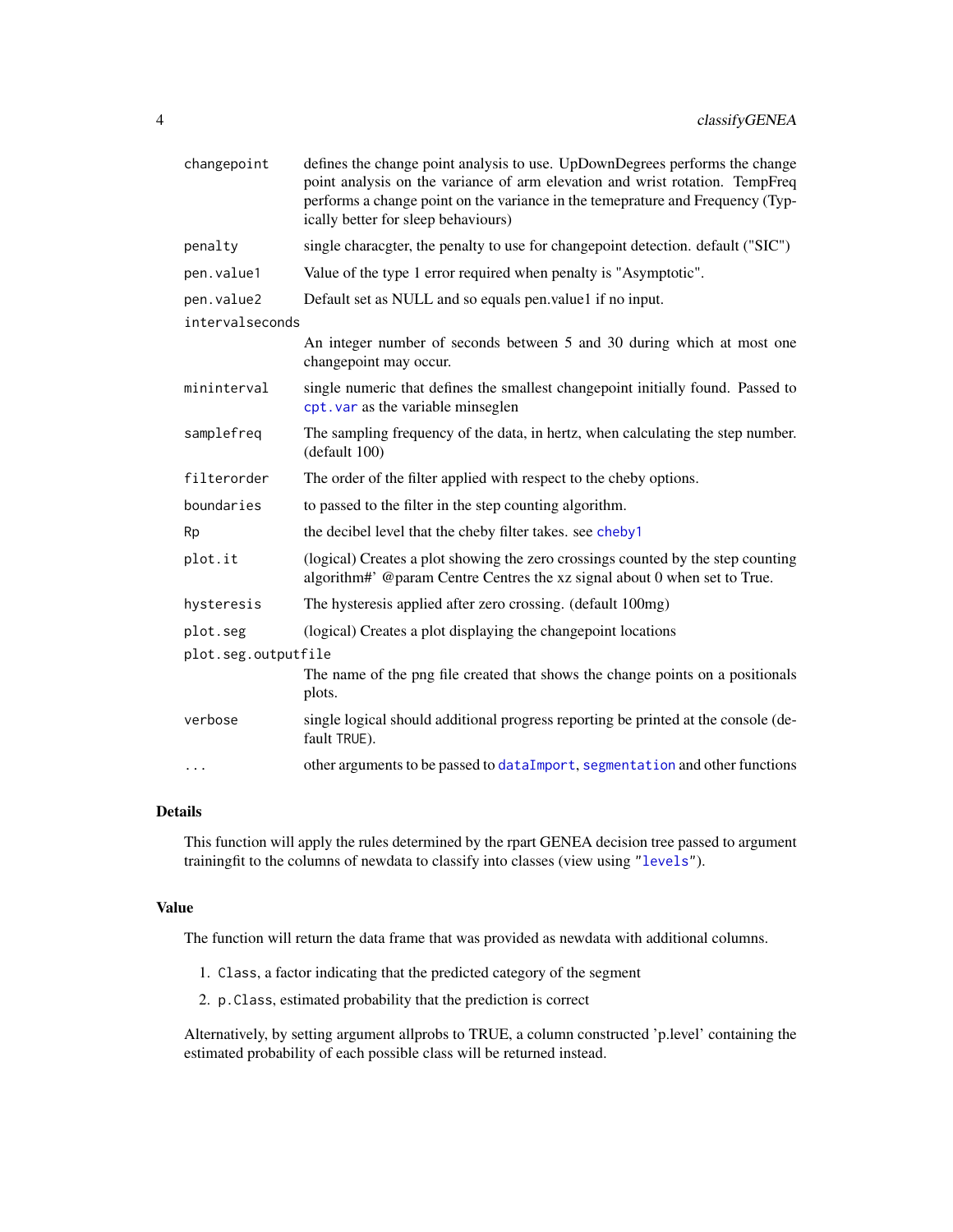| | |
|---|---|
| changepoint | defines the change point analysis to use. UpDownDegrees performs the change point analysis on the variance of arm elevation and wrist rotation. TempFreq performs a change point on the variance in the temeprature and Frequency (Typically better for sleep behaviours) |
| penalty | single characgter, the penalty to use for changepoint detection. default ("SIC") |
| pen.value1 | Value of the type 1 error required when penalty is "Asymptotic". |
| pen.value2 | Default set as NULL and so equals pen.value1 if no input. |
| intervalseconds | An integer number of seconds between 5 and 30 during which at most one changepoint may occur. |
| mininterval | single numeric that defines the smallest changepoint initially found. Passed to `cpt.var` as the variable minseglen |
| samplefreq | The sampling frequency of the data, in hertz, when calculating the step number. (default 100) |
| filterorder | The order of the filter applied with respect to the cheby options. |
| boundaries | to passed to the filter in the step counting algorithm. |
| Rp | the decibel level that the cheby filter takes. see `cheby1` |
| plot.it | (logical) Creates a plot showing the zero crossings counted by the step counting algorithm#' @param Centre Centres the xz signal about 0 when set to True. |
| hysteresis | The hysteresis applied after zero crossing. (default 100mg) |
| plot.seg | (logical) Creates a plot displaying the changepoint locations |
| plot.seg.outputfile | The name of the png file created that shows the change points on a positionals plots. |
| verbose | single logical should additional progress reporting be printed at the console (default TRUE). |
| ... | other arguments to be passed to `dataImport`, `segmentation` and other functions |

## Details

This function will apply the rules determined by the rpart GENEA decision tree passed to argument trainingfit to the columns of newdata to classify into classes (view using "`levels`").

## Value

The function will return the data frame that was provided as newdata with additional columns.

1. `Class`, a factor indicating that the predicted category of the segment
2. `p.Class`, estimated probability that the prediction is correct

Alternatively, by setting argument allprobs to TRUE, a column constructed 'p.level' containing the estimated probability of each possible class will be returned instead.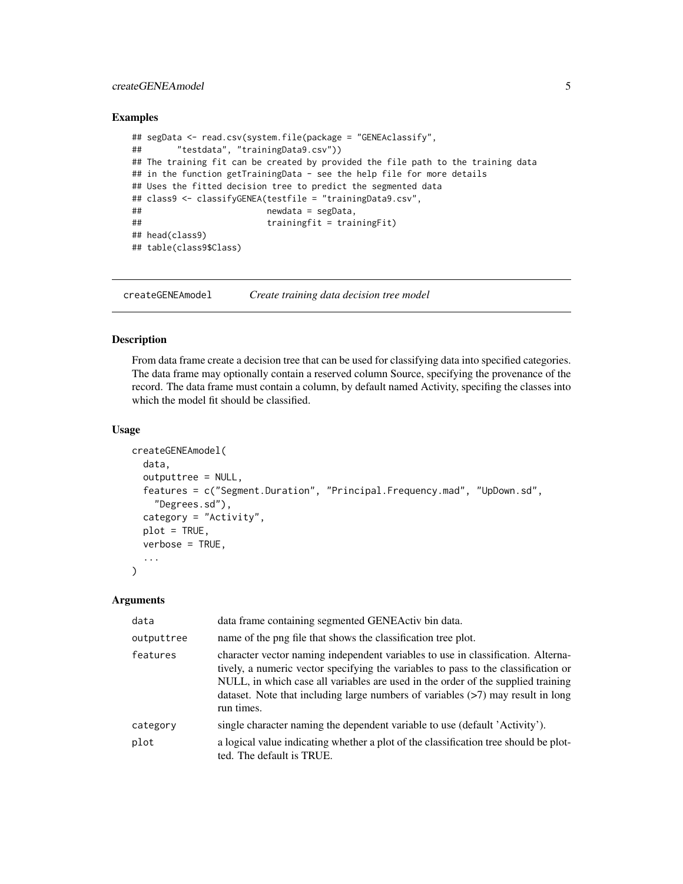## Examples

```
## segData <- read.csv(system.file(package = "GENEAclassify",
##       "testdata", "trainingData9.csv"))
## The training fit can be created by provided the file path to the training data
## in the function getTrainingData - see the help file for more details
## Uses the fitted decision tree to predict the segmented data
## class9 <- classifyGENEA(testfile = "trainingData9.csv",
##                         newdata = segData,
##                         trainingfit = trainingFit)
## head(class9)
## table(class9$Class)
```

---

`createGENEAmodel` *Create training data decision tree model*

---

## Description

From data frame create a decision tree that can be used for classifying data into specified categories. The data frame may optionally contain a reserved column Source, specifying the provenance of the record. The data frame must contain a column, by default named Activity, specifing the classes into which the model fit should be classified.

## Usage

```
createGENEAmodel(
  data,
  outputtree = NULL,
  features = c("Segment.Duration", "Principal.Frequency.mad", "UpDown.sd",
    "Degrees.sd"),
  category = "Activity",
  plot = TRUE,
  verbose = TRUE,
  ...
)
```

## Arguments

| | |
|---|---|
| `data` | data frame containing segmented GENEActiv bin data. |
| `outputtree` | name of the png file that shows the classification tree plot. |
| `features` | character vector naming independent variables to use in classification. Alternatively, a numeric vector specifying the variables to pass to the classification or NULL, in which case all variables are used in the order of the supplied training dataset. Note that including large numbers of variables (>7) may result in long run times. |
| `category` | single character naming the dependent variable to use (default 'Activity'). |
| `plot` | a logical value indicating whether a plot of the classification tree should be plotted. The default is TRUE. |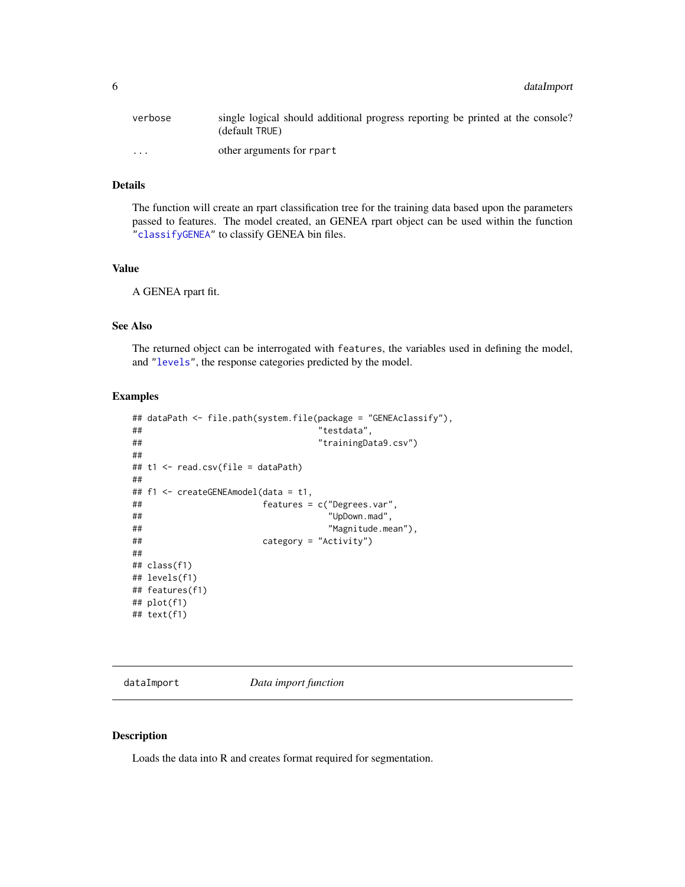| | |
|---|---|
| verbose | single logical should additional progress reporting be printed at the console? (default TRUE) |
| ... | other arguments for rpart |

### Details

The function will create an rpart classification tree for the training data based upon the parameters passed to features. The model created, an GENEA rpart object can be used within the function "classifyGENEA" to classify GENEA bin files.

### Value

A GENEA rpart fit.

### See Also

The returned object can be interrogated with features, the variables used in defining the model, and "levels", the response categories predicted by the model.

### Examples

```
## dataPath <- file.path(system.file(package = "GENEAclassify"),
##                                   "testdata",
##                                   "trainingData9.csv")
##
## t1 <- read.csv(file = dataPath)
##
## f1 <- createGENEAmodel(data = t1,
##                        features = c("Degrees.var",
##                                     "UpDown.mad",
##                                     "Magnitude.mean"),
##                        category = "Activity")
##
## class(f1)
## levels(f1)
## features(f1)
## plot(f1)
## text(f1)
```

---

## dataImport *Data import function*

---

### Description

Loads the data into R and creates format required for segmentation.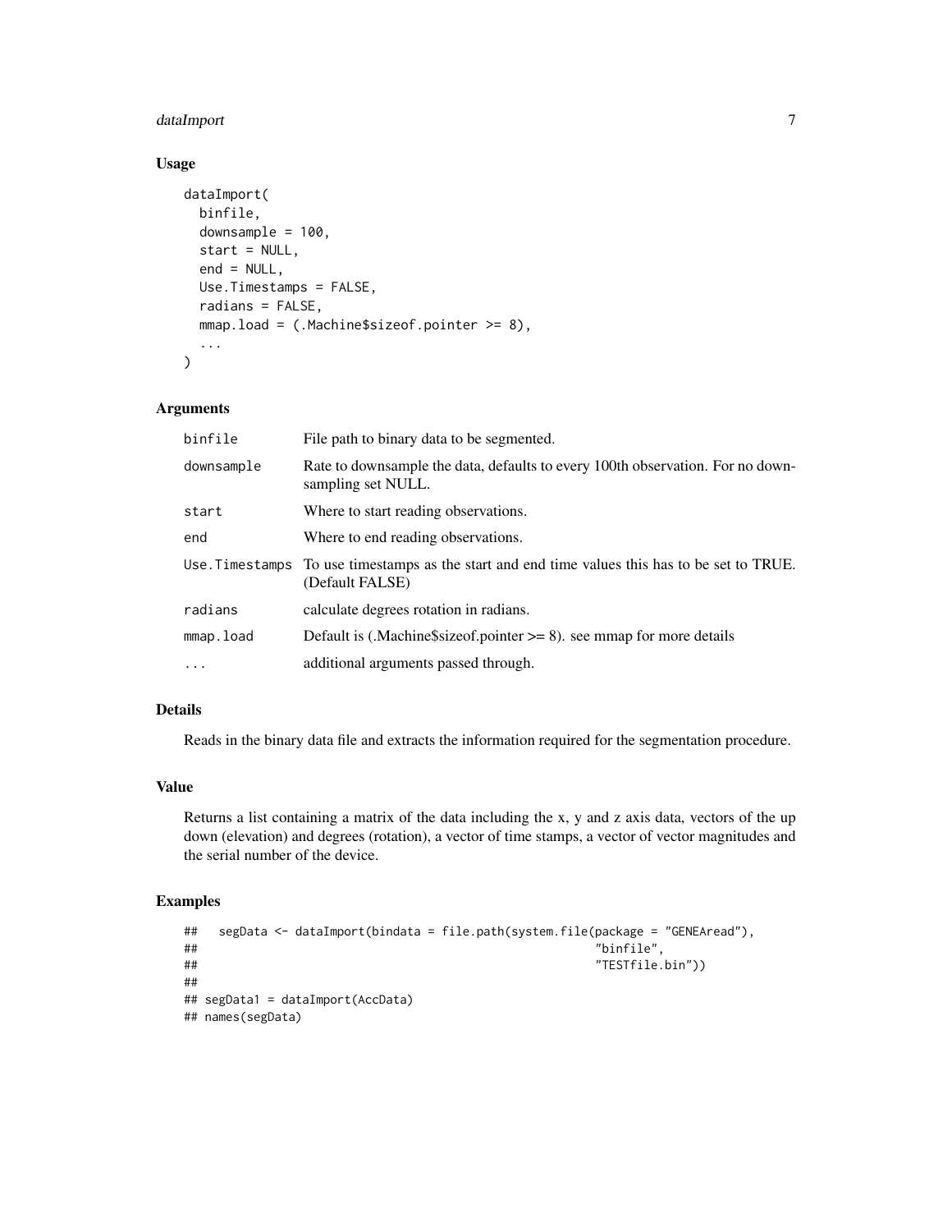### Usage

```
dataImport(
  binfile,
  downsample = 100,
  start = NULL,
  end = NULL,
  Use.Timestamps = FALSE,
  radians = FALSE,
  mmap.load = (.Machine$sizeof.pointer >= 8),
  ...
)
```

### Arguments

| | |
|---|---|
| `binfile` | File path to binary data to be segmented. |
| `downsample` | Rate to downsample the data, defaults to every 100th observation. For no downsampling set NULL. |
| `start` | Where to start reading observations. |
| `end` | Where to end reading observations. |
| `Use.Timestamps` | To use timestamps as the start and end time values this has to be set to TRUE. (Default FALSE) |
| `radians` | calculate degrees rotation in radians. |
| `mmap.load` | Default is (.Machine$sizeof.pointer >= 8). see mmap for more details |
| `...` | additional arguments passed through. |

### Details

Reads in the binary data file and extracts the information required for the segmentation procedure.

### Value

Returns a list containing a matrix of the data including the x, y and z axis data, vectors of the up down (elevation) and degrees (rotation), a vector of time stamps, a vector of vector magnitudes and the serial number of the device.

### Examples

```
##   segData <- dataImport(bindata = file.path(system.file(package = "GENEAread"),
##                                                          "binfile",
##                                                          "TESTfile.bin"))
##
## segData1 = dataImport(AccData)
## names(segData)
```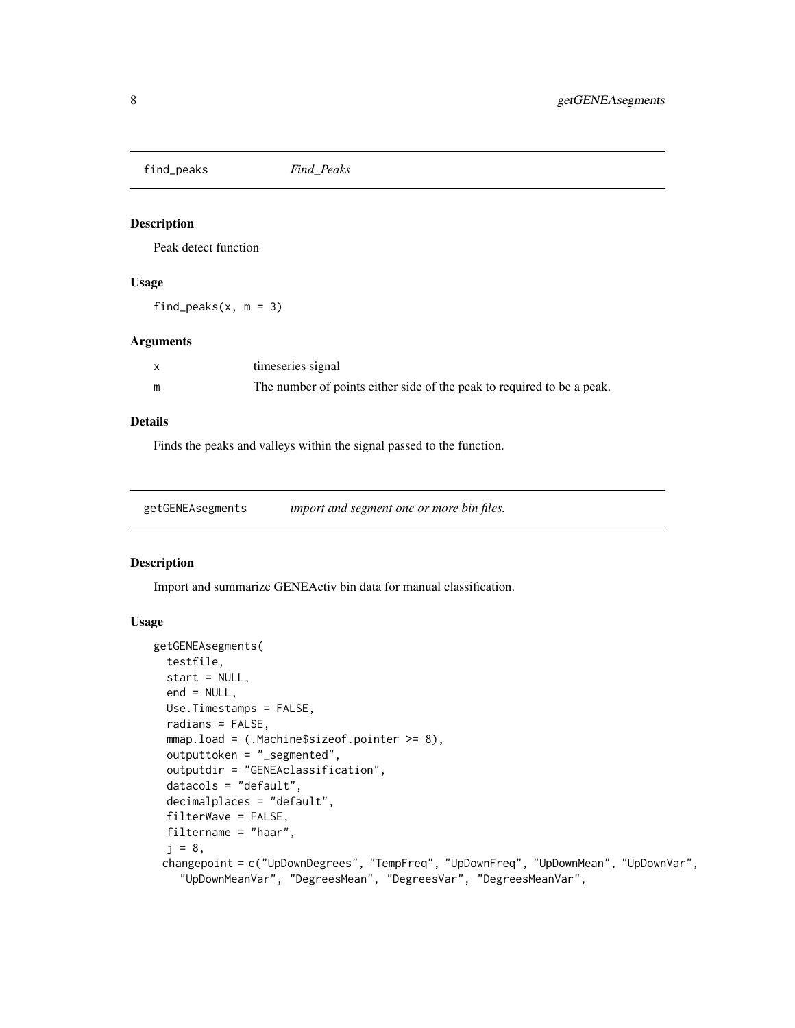## find_peaks *Find_Peaks*

### Description

Peak detect function

### Usage

```
find_peaks(x, m = 3)
```

### Arguments

| | |
|---|---|
| x | timeseries signal |
| m | The number of points either side of the peak to required to be a peak. |

### Details

Finds the peaks and valleys within the signal passed to the function.

## getGENEAsegments *import and segment one or more bin files.*

### Description

Import and summarize GENEActiv bin data for manual classification.

### Usage

```
getGENEAsegments(
  testfile,
  start = NULL,
  end = NULL,
  Use.Timestamps = FALSE,
  radians = FALSE,
  mmap.load = (.Machine$sizeof.pointer >= 8),
  outputtoken = "_segmented",
  outputdir = "GENEAclassification",
  datacols = "default",
  decimalplaces = "default",
  filterWave = FALSE,
  filtername = "haar",
  j = 8,
 changepoint = c("UpDownDegrees", "TempFreq", "UpDownFreq", "UpDownMean", "UpDownVar",
    "UpDownMeanVar", "DegreesMean", "DegreesVar", "DegreesMeanVar",
```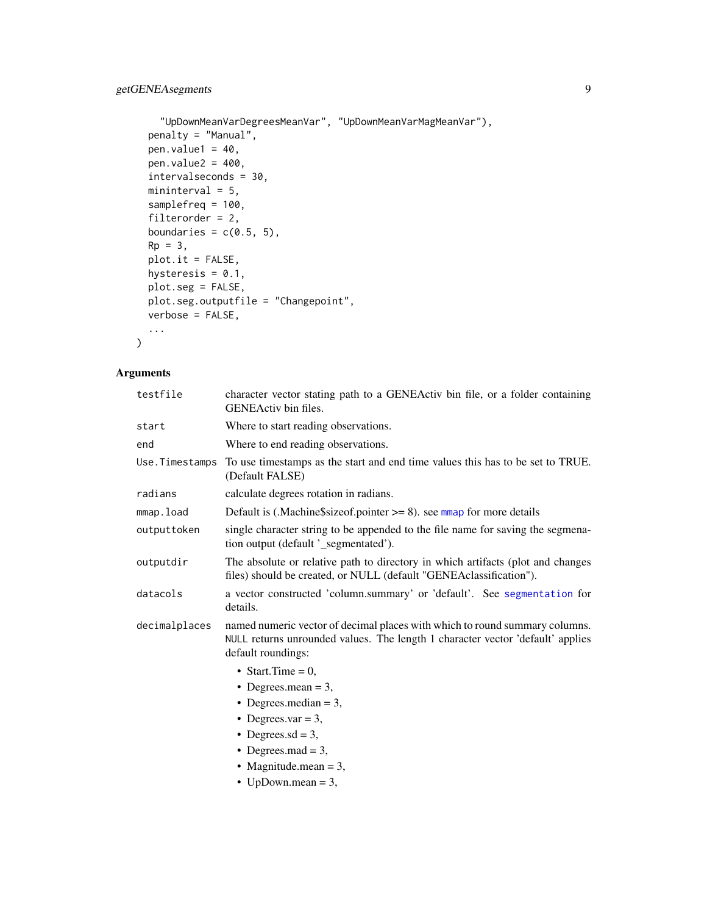```
    "UpDownMeanVarDegreesMeanVar", "UpDownMeanVarMagMeanVar"),
  penalty = "Manual",
  pen.value1 = 40,
  pen.value2 = 400,
  intervalseconds = 30,
  mininterval = 5,
  samplefreq = 100,
  filterorder = 2,
  boundaries = c(0.5, 5),
  Rp = 3,
  plot.it = FALSE,
  hysteresis = 0.1,
  plot.seg = FALSE,
  plot.seg.outputfile = "Changepoint",
  verbose = FALSE,
  ...
)
```

## Arguments

| | |
|---|---|
| `testfile` | character vector stating path to a GENEActiv bin file, or a folder containing GENEActiv bin files. |
| `start` | Where to start reading observations. |
| `end` | Where to end reading observations. |
| `Use.Timestamps` | To use timestamps as the start and end time values this has to be set to TRUE. (Default FALSE) |
| `radians` | calculate degrees rotation in radians. |
| `mmap.load` | Default is (.Machine$sizeof.pointer >= 8). see `mmap` for more details |
| `outputtoken` | single character string to be appended to the file name for saving the segmenation output (default '_segmentated'). |
| `outputdir` | The absolute or relative path to directory in which artifacts (plot and changes files) should be created, or NULL (default "GENEAclassification"). |
| `datacols` | a vector constructed 'column.summary' or 'default'. See `segmentation` for details. |
| `decimalplaces` | named numeric vector of decimal places with which to round summary columns. `NULL` returns unrounded values. The length 1 character vector 'default' applies default roundings: <br>• Start.Time = 0, <br>• Degrees.mean = 3, <br>• Degrees.median = 3, <br>• Degrees.var = 3, <br>• Degrees.sd = 3, <br>• Degrees.mad = 3, <br>• Magnitude.mean = 3, <br>• UpDown.mean = 3, |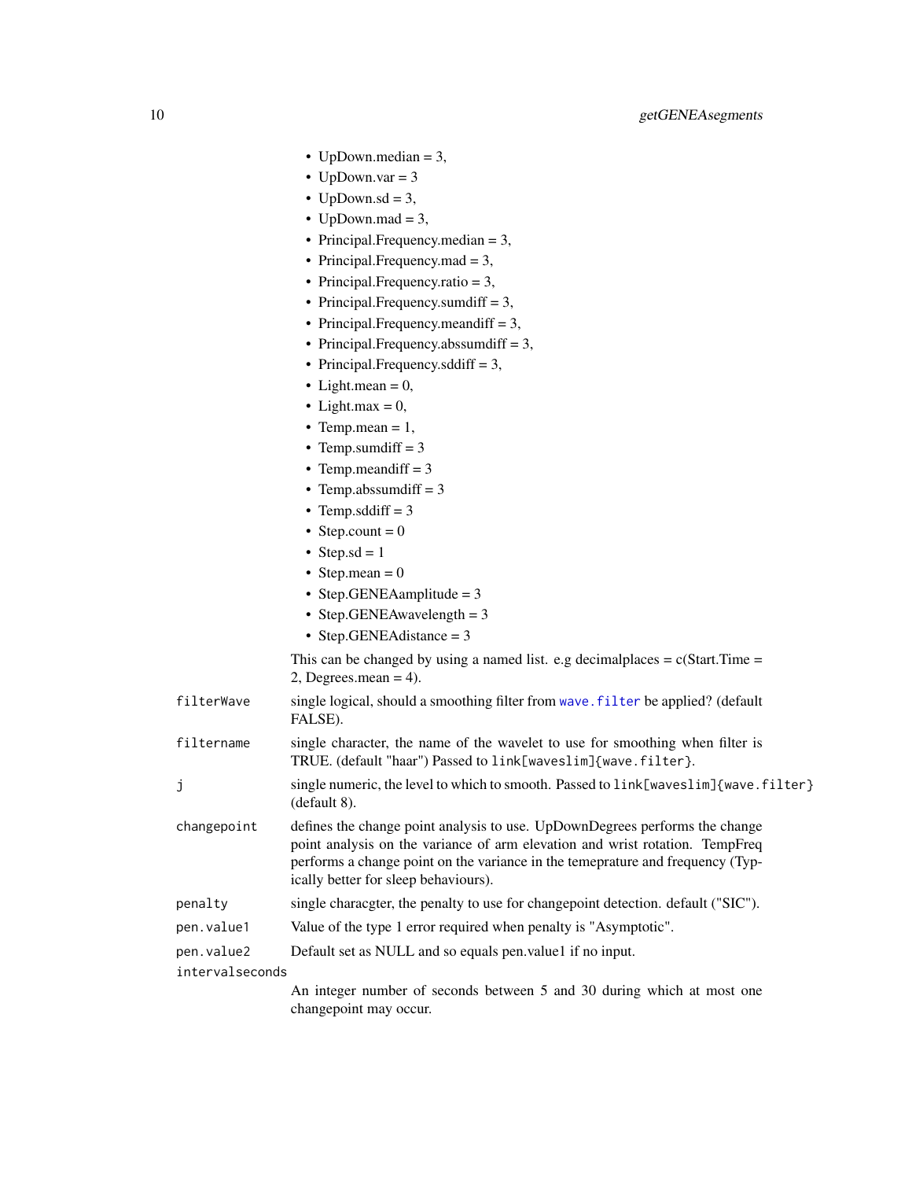- UpDown.median = 3,
- UpDown.var = 3
- UpDown.sd = 3,
- UpDown.mad = 3,
- Principal.Frequency.median = 3,
- Principal.Frequency.mad = 3,
- Principal.Frequency.ratio = 3,
- Principal.Frequency.sumdiff = 3,
- Principal.Frequency.meandiff = 3,
- Principal.Frequency.abssumdiff = 3,
- Principal.Frequency.sddiff = 3,
- Light.mean = 0,
- Light.max = 0,
- Temp.mean = 1,
- Temp.sumdiff = 3
- Temp.meandiff = 3
- Temp.abssumdiff = 3
- Temp.sddiff = 3
- Step.count = 0
- Step.sd = 1
- Step.mean = 0
- Step.GENEAamplitude = 3
- Step.GENEAwavelength = 3
- Step.GENEAdistance = 3

This can be changed by using a named list. e.g decimalplaces = c(Start.Time = 2, Degrees.mean = 4).

`filterWave` single logical, should a smoothing filter from `wave.filter` be applied? (default FALSE).

`filtername` single character, the name of the wavelet to use for smoothing when filter is TRUE. (default "haar") Passed to `link[waveslim]{wave.filter}`.

`j` single numeric, the level to which to smooth. Passed to `link[waveslim]{wave.filter}` (default 8).

`changepoint` defines the change point analysis to use. UpDownDegrees performs the change point analysis on the variance of arm elevation and wrist rotation. TempFreq performs a change point on the variance in the temeprature and frequency (Typically better for sleep behaviours).

`penalty` single characgter, the penalty to use for changepoint detection. default ("SIC").

`pen.value1` Value of the type 1 error required when penalty is "Asymptotic".

`pen.value2` Default set as NULL and so equals pen.value1 if no input.

`intervalseconds` An integer number of seconds between 5 and 30 during which at most one changepoint may occur.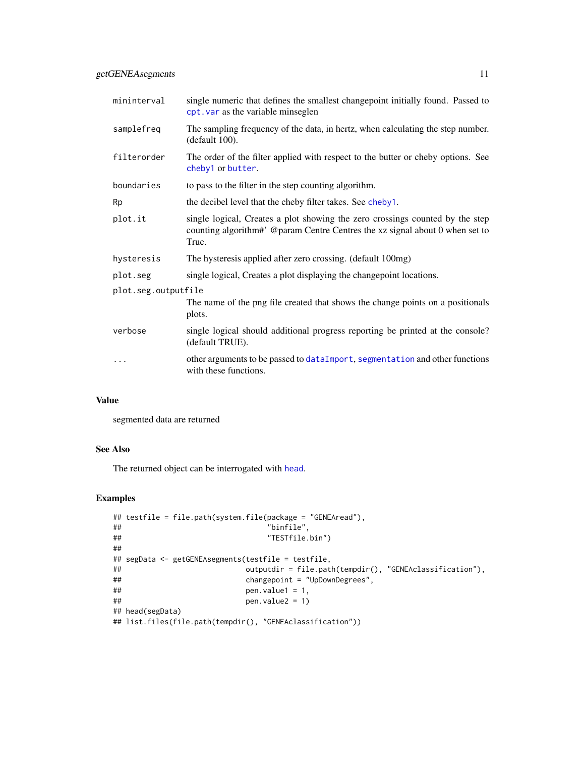| | |
|---|---|
| mininterval | single numeric that defines the smallest changepoint initially found. Passed to cpt.var as the variable minseglen |
| samplefreq | The sampling frequency of the data, in hertz, when calculating the step number. (default 100). |
| filterorder | The order of the filter applied with respect to the butter or cheby options. See cheby1 or butter. |
| boundaries | to pass to the filter in the step counting algorithm. |
| Rp | the decibel level that the cheby filter takes. See cheby1. |
| plot.it | single logical, Creates a plot showing the zero crossings counted by the step counting algorithm#' @param Centre Centres the xz signal about 0 when set to True. |
| hysteresis | The hysteresis applied after zero crossing. (default 100mg) |
| plot.seg | single logical, Creates a plot displaying the changepoint locations. |
| plot.seg.outputfile | The name of the png file created that shows the change points on a positionals plots. |
| verbose | single logical should additional progress reporting be printed at the console? (default TRUE). |
| ... | other arguments to be passed to dataImport, segmentation and other functions with these functions. |

## Value

segmented data are returned

## See Also

The returned object can be interrogated with head.

## Examples

```
## testfile = file.path(system.file(package = "GENEAread"),
##                                  "binfile",
##                                  "TESTfile.bin")
##
## segData <- getGENEAsegments(testfile = testfile,
##                             outputdir = file.path(tempdir(), "GENEAclassification"),
##                             changepoint = "UpDownDegrees",
##                             pen.value1 = 1,
##                             pen.value2 = 1)
## head(segData)
## list.files(file.path(tempdir(), "GENEAclassification"))
```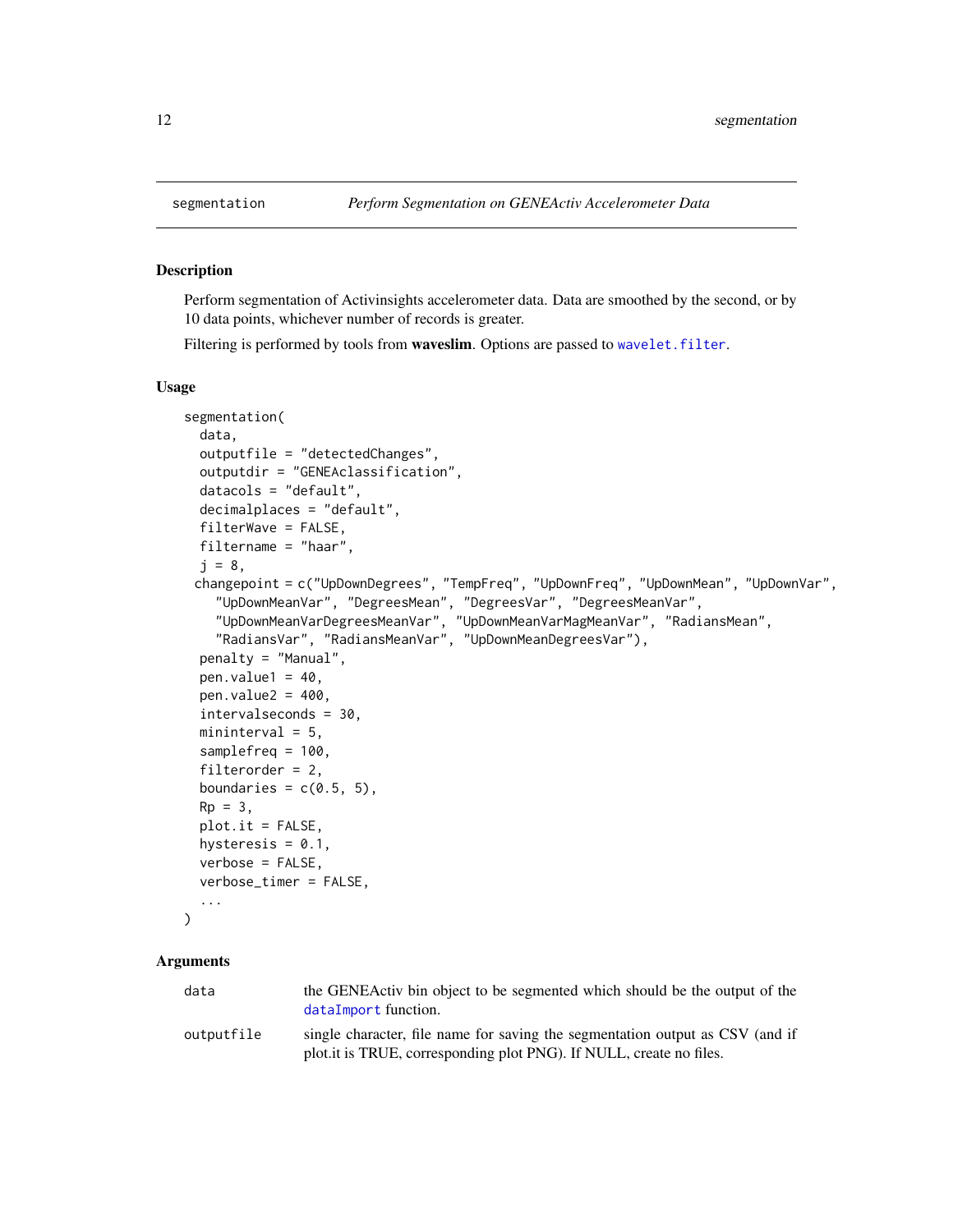# segmentation — *Perform Segmentation on GENEActiv Accelerometer Data*

## Description

Perform segmentation of Activinsights accelerometer data. Data are smoothed by the second, or by 10 data points, whichever number of records is greater.

Filtering is performed by tools from **waveslim**. Options are passed to `wavelet.filter`.

## Usage

```
segmentation(
  data,
  outputfile = "detectedChanges",
  outputdir = "GENEAclassification",
  datacols = "default",
  decimalplaces = "default",
  filterWave = FALSE,
  filtername = "haar",
  j = 8,
 changepoint = c("UpDownDegrees", "TempFreq", "UpDownFreq", "UpDownMean", "UpDownVar",
    "UpDownMeanVar", "DegreesMean", "DegreesVar", "DegreesMeanVar",
    "UpDownMeanVarDegreesMeanVar", "UpDownMeanVarMagMeanVar", "RadiansMean",
    "RadiansVar", "RadiansMeanVar", "UpDownMeanDegreesVar"),
  penalty = "Manual",
  pen.value1 = 40,
  pen.value2 = 400,
  intervalseconds = 30,
  mininterval = 5,
  samplefreq = 100,
  filterorder = 2,
  boundaries = c(0.5, 5),
  Rp = 3,
  plot.it = FALSE,
  hysteresis = 0.1,
  verbose = FALSE,
  verbose_timer = FALSE,
  ...
)
```

## Arguments

| | |
|---|---|
| `data` | the GENEActiv bin object to be segmented which should be the output of the `dataImport` function. |
| `outputfile` | single character, file name for saving the segmentation output as CSV (and if plot.it is TRUE, corresponding plot PNG). If NULL, create no files. |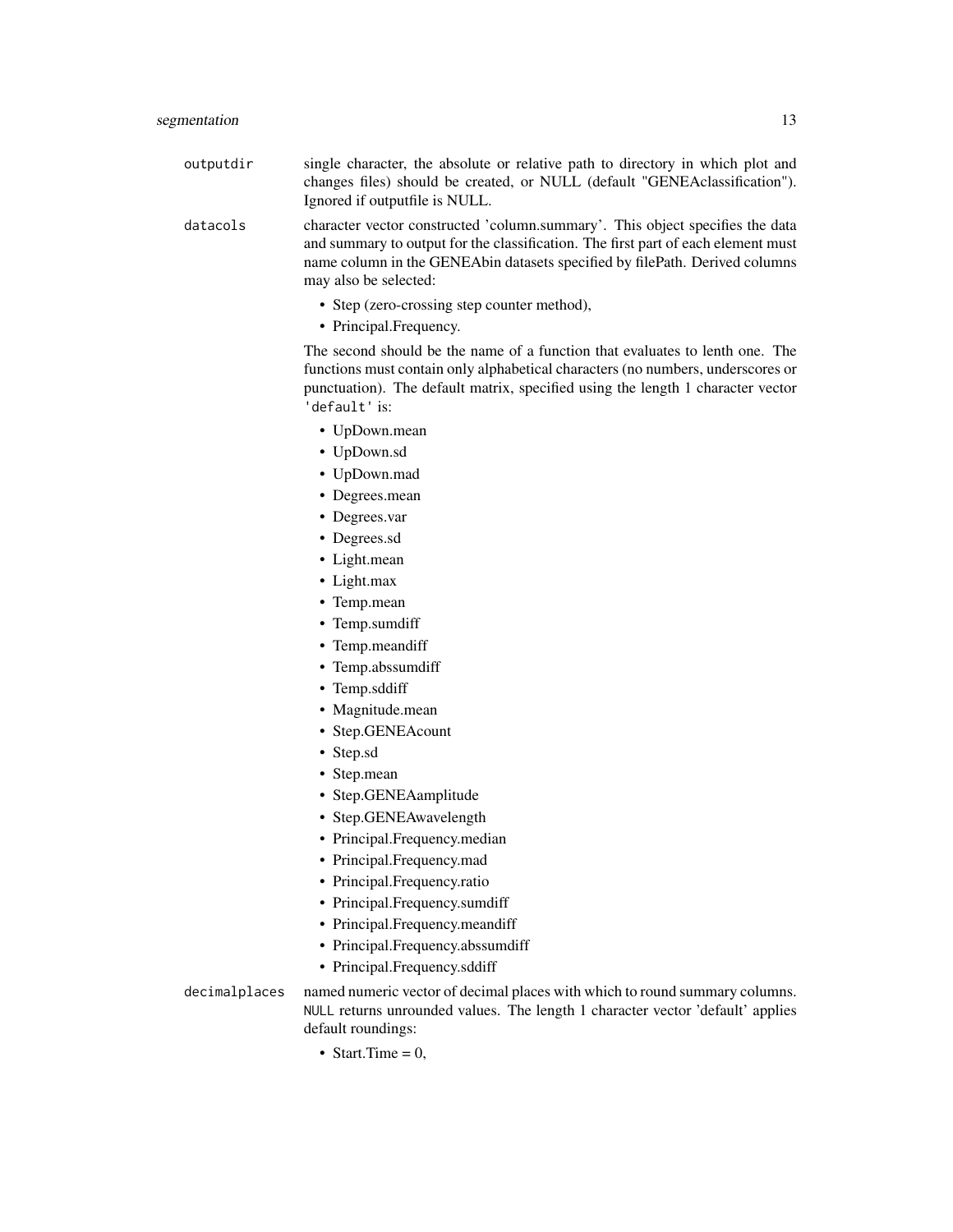`outputdir`
: single character, the absolute or relative path to directory in which plot and changes files) should be created, or NULL (default "GENEAclassification"). Ignored if outputfile is NULL.

`datacols`
: character vector constructed 'column.summary'. This object specifies the data and summary to output for the classification. The first part of each element must name column in the GENEAbin datasets specified by filePath. Derived columns may also be selected:

- Step (zero-crossing step counter method),
- Principal.Frequency.

The second should be the name of a function that evaluates to lenth one. The functions must contain only alphabetical characters (no numbers, underscores or punctuation). The default matrix, specified using the length 1 character vector `'default'` is:

- UpDown.mean
- UpDown.sd
- UpDown.mad
- Degrees.mean
- Degrees.var
- Degrees.sd
- Light.mean
- Light.max
- Temp.mean
- Temp.sumdiff
- Temp.meandiff
- Temp.abssumdiff
- Temp.sddiff
- Magnitude.mean
- Step.GENEAcount
- Step.sd
- Step.mean
- Step.GENEAamplitude
- Step.GENEAwavelength
- Principal.Frequency.median
- Principal.Frequency.mad
- Principal.Frequency.ratio
- Principal.Frequency.sumdiff
- Principal.Frequency.meandiff
- Principal.Frequency.abssumdiff
- Principal.Frequency.sddiff

`decimalplaces`
: named numeric vector of decimal places with which to round summary columns. `NULL` returns unrounded values. The length 1 character vector 'default' applies default roundings:

- Start.Time = 0,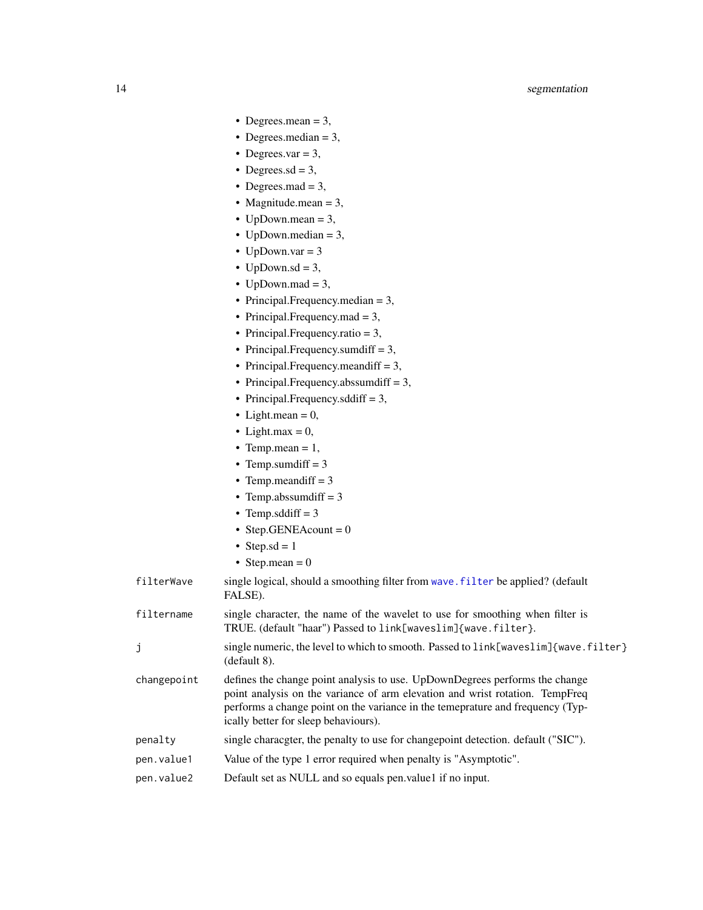- Degrees.mean = 3,
- Degrees.median = 3,
- Degrees.var = 3,
- Degrees.sd = 3,
- Degrees.mad = 3,
- Magnitude.mean = 3,
- UpDown.mean = 3,
- UpDown.median = 3,
- UpDown.var = 3
- UpDown.sd = 3,
- UpDown.mad = 3,
- Principal.Frequency.median = 3,
- Principal.Frequency.mad = 3,
- Principal.Frequency.ratio = 3,
- Principal.Frequency.sumdiff = 3,
- Principal.Frequency.meandiff = 3,
- Principal.Frequency.abssumdiff = 3,
- Principal.Frequency.sddiff = 3,
- Light.mean = 0,
- Light.max = 0,
- Temp.mean = 1,
- Temp.sumdiff = 3
- Temp.meandiff = 3
- Temp.abssumdiff = 3
- Temp.sddiff = 3
- Step.GENEAcount = 0
- Step.sd = 1
- Step.mean = 0

`filterWave` single logical, should a smoothing filter from `wave.filter` be applied? (default FALSE).

`filtername` single character, the name of the wavelet to use for smoothing when filter is TRUE. (default "haar") Passed to `link[waveslim]{wave.filter}`.

`j` single numeric, the level to which to smooth. Passed to `link[waveslim]{wave.filter}` (default 8).

`changepoint` defines the change point analysis to use. UpDownDegrees performs the change point analysis on the variance of arm elevation and wrist rotation. TempFreq performs a change point on the variance in the temeprature and frequency (Typically better for sleep behaviours).

`penalty` single characgter, the penalty to use for changepoint detection. default ("SIC").

`pen.value1` Value of the type 1 error required when penalty is "Asymptotic".

`pen.value2` Default set as NULL and so equals pen.value1 if no input.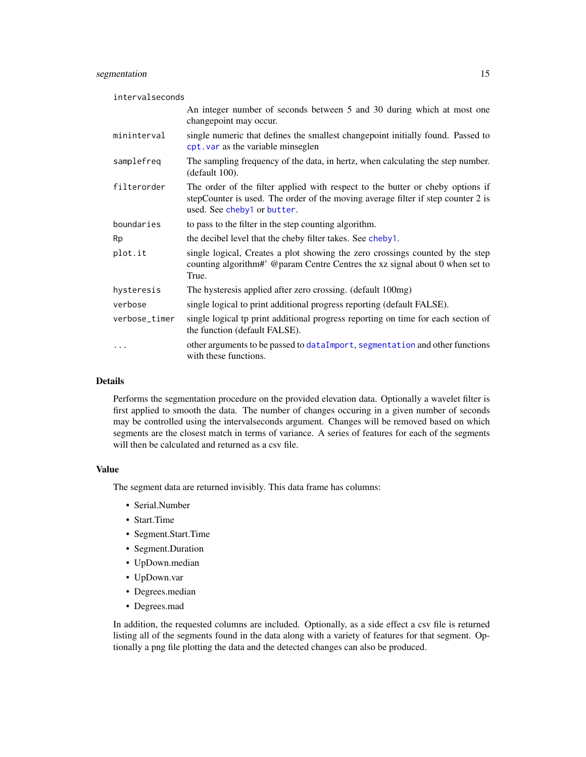| | |
|---|---|
| `intervalseconds` | An integer number of seconds between 5 and 30 during which at most one changepoint may occur. |
| `mininterval` | single numeric that defines the smallest changepoint initially found. Passed to `cpt.var` as the variable minseglen |
| `samplefreq` | The sampling frequency of the data, in hertz, when calculating the step number. (default 100). |
| `filterorder` | The order of the filter applied with respect to the butter or cheby options if stepCounter is used. The order of the moving average filter if step counter 2 is used. See `cheby1` or `butter`. |
| `boundaries` | to pass to the filter in the step counting algorithm. |
| `Rp` | the decibel level that the cheby filter takes. See `cheby1`. |
| `plot.it` | single logical, Creates a plot showing the zero crossings counted by the step counting algorithm#' @param Centre Centres the xz signal about 0 when set to True. |
| `hysteresis` | The hysteresis applied after zero crossing. (default 100mg) |
| `verbose` | single logical to print additional progress reporting (default FALSE). |
| `verbose_timer` | single logical tp print additional progress reporting on time for each section of the function (default FALSE). |
| `...` | other arguments to be passed to `dataImport`, `segmentation` and other functions with these functions. |

## Details

Performs the segmentation procedure on the provided elevation data. Optionally a wavelet filter is first applied to smooth the data. The number of changes occuring in a given number of seconds may be controlled using the intervalseconds argument. Changes will be removed based on which segments are the closest match in terms of variance. A series of features for each of the segments will then be calculated and returned as a csv file.

## Value

The segment data are returned invisibly. This data frame has columns:

- Serial.Number
- Start.Time
- Segment.Start.Time
- Segment.Duration
- UpDown.median
- UpDown.var
- Degrees.median
- Degrees.mad

In addition, the requested columns are included. Optionally, as a side effect a csv file is returned listing all of the segments found in the data along with a variety of features for that segment. Optionally a png file plotting the data and the detected changes can also be produced.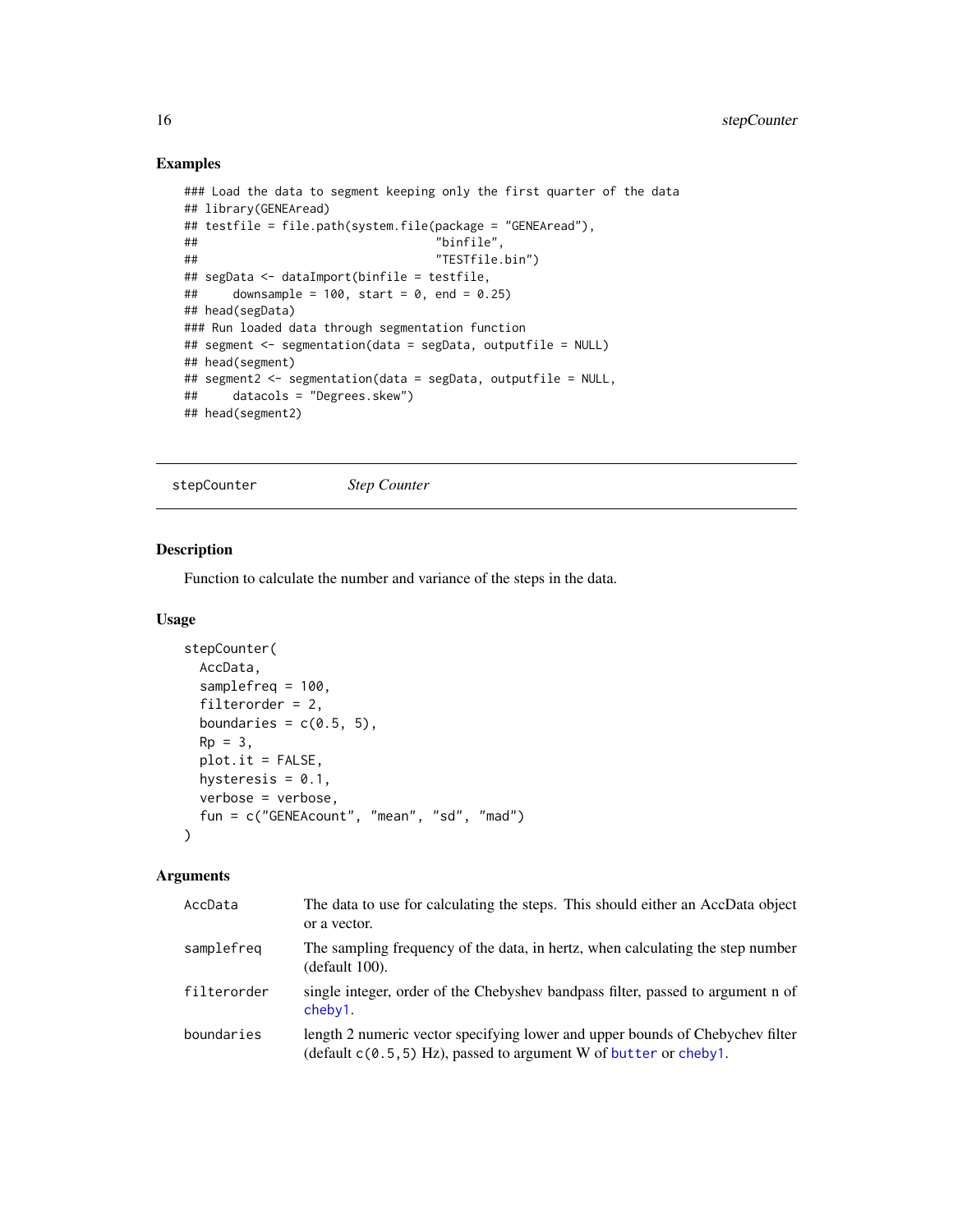## Examples

```
### Load the data to segment keeping only the first quarter of the data
## library(GENEAread)
## testfile = file.path(system.file(package = "GENEAread"),
##                                 "binfile",
##                                 "TESTfile.bin")
## segData <- dataImport(binfile = testfile,
##     downsample = 100, start = 0, end = 0.25)
## head(segData)
### Run loaded data through segmentation function
## segment <- segmentation(data = segData, outputfile = NULL)
## head(segment)
## segment2 <- segmentation(data = segData, outputfile = NULL,
##     datacols = "Degrees.skew")
## head(segment2)
```

---

# stepCounter *Step Counter*

---

## Description

Function to calculate the number and variance of the steps in the data.

## Usage

```
stepCounter(
  AccData,
  samplefreq = 100,
  filterorder = 2,
  boundaries = c(0.5, 5),
  Rp = 3,
  plot.it = FALSE,
  hysteresis = 0.1,
  verbose = verbose,
  fun = c("GENEAcount", "mean", "sd", "mad")
)
```

## Arguments

| | |
|---|---|
| AccData | The data to use for calculating the steps. This should either an AccData object or a vector. |
| samplefreq | The sampling frequency of the data, in hertz, when calculating the step number (default 100). |
| filterorder | single integer, order of the Chebyshev bandpass filter, passed to argument n of `cheby1`. |
| boundaries | length 2 numeric vector specifying lower and upper bounds of Chebychev filter (default `c(0.5,5)` Hz), passed to argument W of `butter` or `cheby1`. |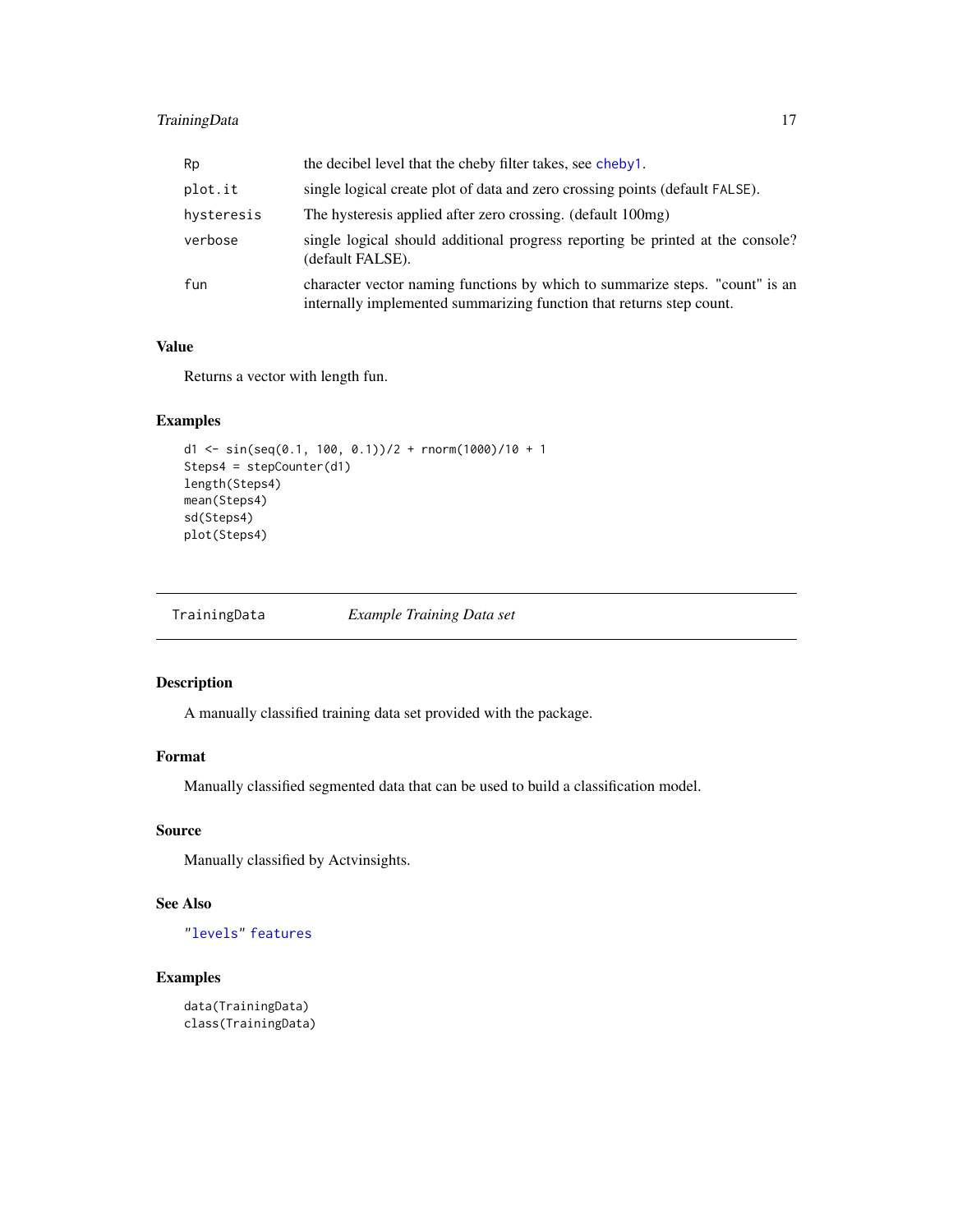| | |
|---|---|
| Rp | the decibel level that the cheby filter takes, see cheby1. |
| plot.it | single logical create plot of data and zero crossing points (default FALSE). |
| hysteresis | The hysteresis applied after zero crossing. (default 100mg) |
| verbose | single logical should additional progress reporting be printed at the console? (default FALSE). |
| fun | character vector naming functions by which to summarize steps. "count" is an internally implemented summarizing function that returns step count. |

### Value

Returns a vector with length fun.

### Examples

```
d1 <- sin(seq(0.1, 100, 0.1))/2 + rnorm(1000)/10 + 1
Steps4 = stepCounter(d1)
length(Steps4)
mean(Steps4)
sd(Steps4)
plot(Steps4)
```

---

## TrainingData *Example Training Data set*

---

### Description

A manually classified training data set provided with the package.

### Format

Manually classified segmented data that can be used to build a classification model.

### Source

Manually classified by Actvinsights.

### See Also

"levels" features

### Examples

```
data(TrainingData)
class(TrainingData)
```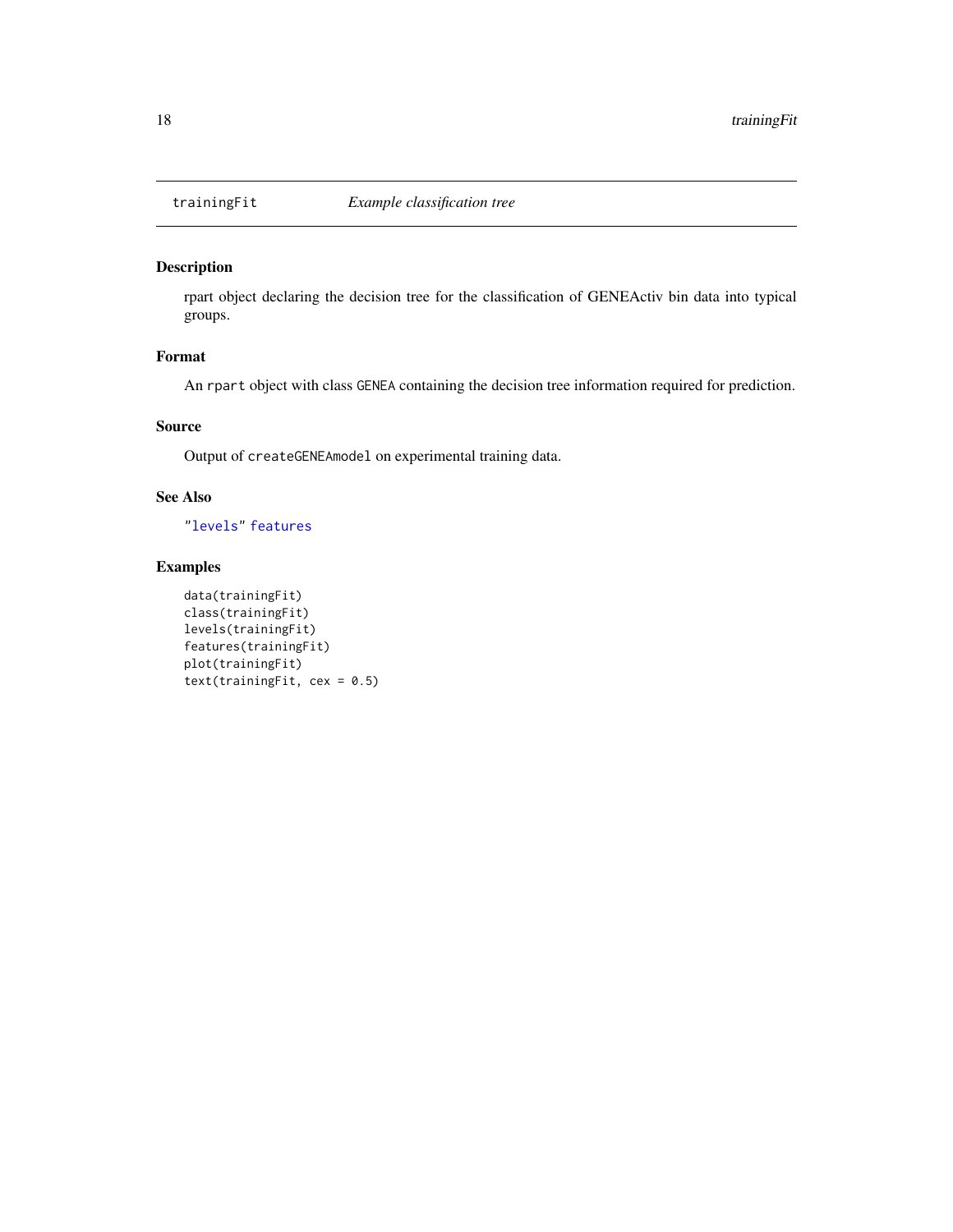# trainingFit — *Example classification tree*

## Description

rpart object declaring the decision tree for the classification of GENEActiv bin data into typical groups.

## Format

An `rpart` object with class `GENEA` containing the decision tree information required for prediction.

## Source

Output of `createGENEAmodel` on experimental training data.

## See Also

"`levels`" `features`

## Examples

```
data(trainingFit)
class(trainingFit)
levels(trainingFit)
features(trainingFit)
plot(trainingFit)
text(trainingFit, cex = 0.5)
```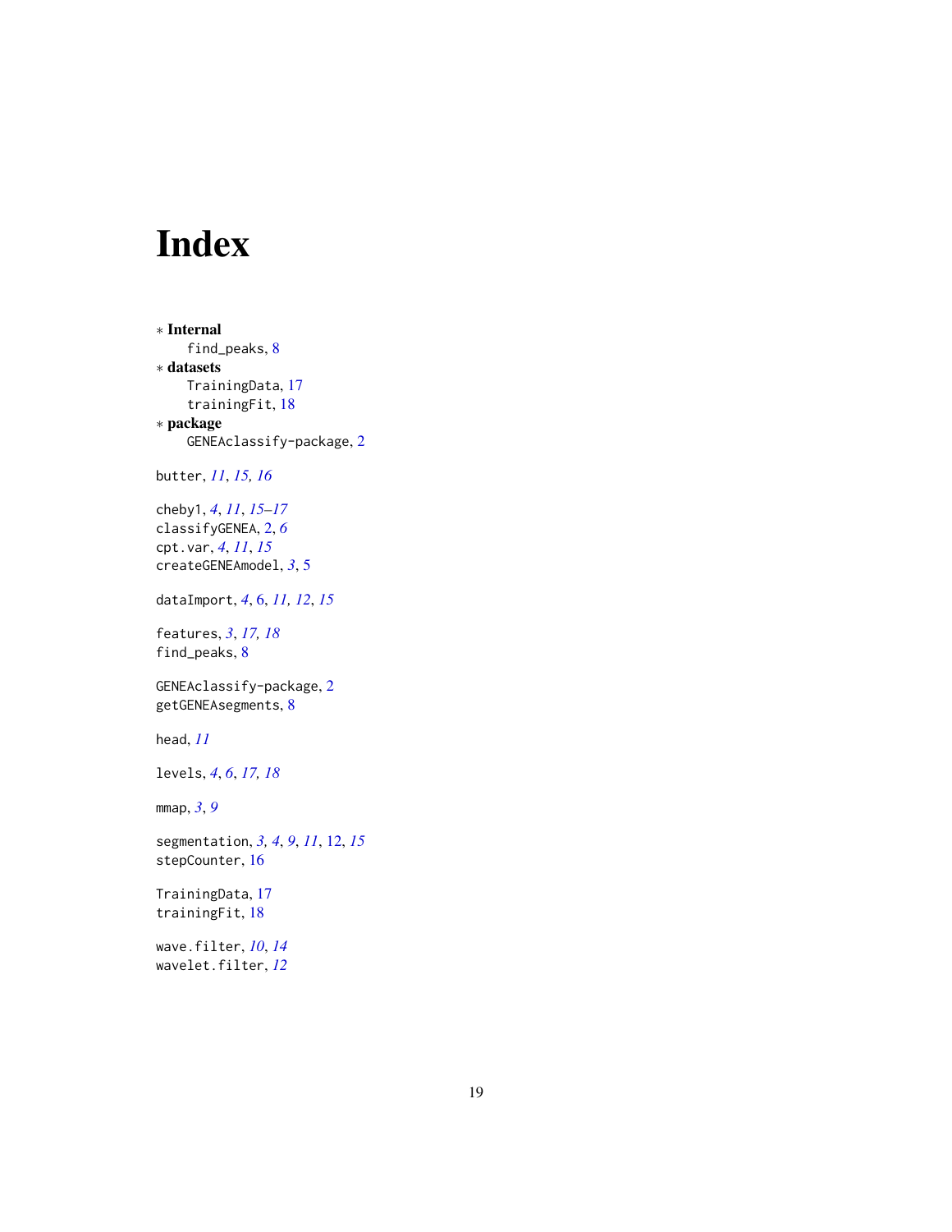# Index

∗ **Internal**
  find_peaks, 8

∗ **datasets**
  TrainingData, 17
  trainingFit, 18

∗ **package**
  GENEAclassify-package, 2

butter, *11*, *15, 16*

cheby1, *4*, *11*, *15–17*
classifyGENEA, 2, *6*
cpt.var, *4*, *11*, *15*
createGENEAmodel, *3*, 5

dataImport, *4*, 6, *11, 12*, *15*

features, *3*, *17, 18*
find_peaks, 8

GENEAclassify-package, 2
getGENEAsegments, 8

head, *11*

levels, *4*, *6*, *17, 18*

mmap, *3*, *9*

segmentation, *3, 4*, *9*, *11*, 12, *15*
stepCounter, 16

TrainingData, 17
trainingFit, 18

wave.filter, *10*, *14*
wavelet.filter, *12*